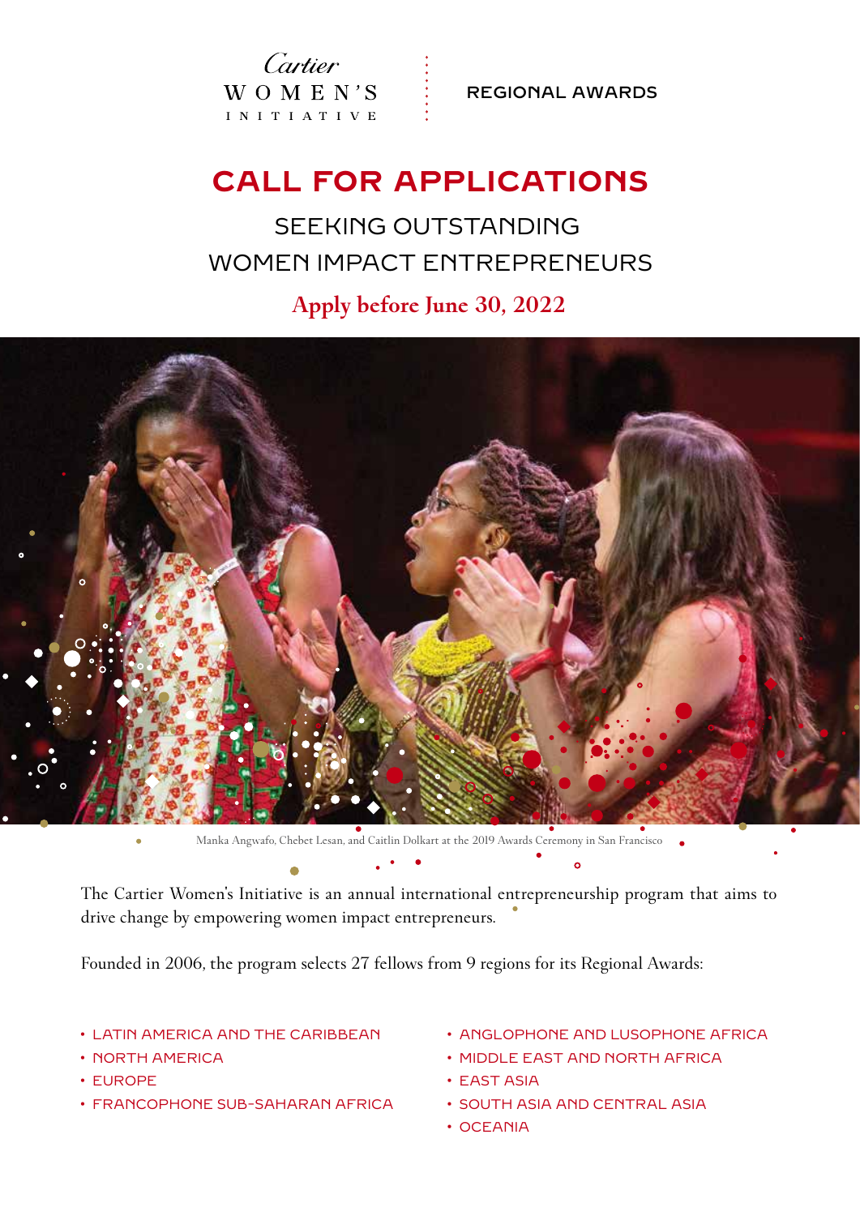Cartier WOMEN'S INITIATIVE

REGIONAL AWARDS

# CALL FOR APPLICATIONS

## SEEKING OUTSTANDING WOMEN IMPACT ENTREPRENEURS

**Apply before June 30, 2022**

Manka Angwafo, Chebet Lesan, and Caitlin Dolkart at the 2019 Awards Ceremony in San Francisco

The Cartier Women's Initiative is an annual international entrepreneurship program that aims to drive change by empowering women impact entrepreneurs.

Founded in 2006, the program selects 27 fellows from 9 regions for its Regional Awards:

- LATIN AMERICA AND THE CARIBBEAN
- NORTH AMERICA
- EUROPE
- FRANCOPHONE SUB-SAHARAN AFRICA
- ANGLOPHONE AND LUSOPHONE AFRICA
- MIDDLE EAST AND NORTH AFRICA
- EAST ASIA
- SOUTH ASIA AND CENTRAL ASIA
- OCEANIA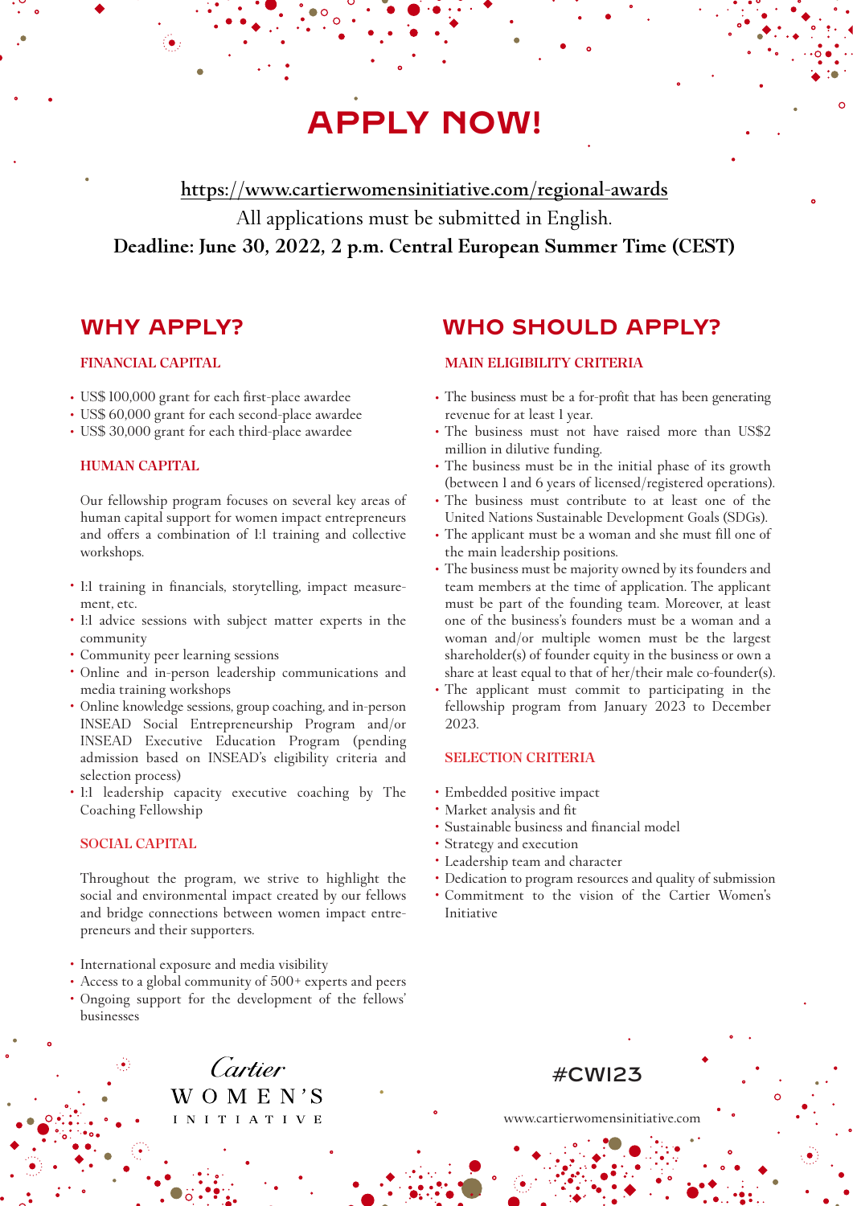# APPLY NOW!

https://www.cartierwomensinitiative.com/regional-awards

All applications must be submitted in English.

**Deadline: June 30, 2022, 2 p.m. Central European Summer Time (CEST)**

## WHY APPLY?

### FINANCIAL CAPITAL

- US$ 100,000 grant for each first-place awardee
- US$ 60,000 grant for each second-place awardee
- US$ 30,000 grant for each third-place awardee

### HUMAN CAPITAL

Our fellowship program focuses on several key areas of human capital support for women impact entrepreneurs and offers a combination of 1:1 training and collective workshops.

- 1:1 training in financials, storytelling, impact measurement, etc.
- 1:1 advice sessions with subject matter experts in the community
- Community peer learning sessions
- Online and in-person leadership communications and media training workshops
- Online knowledge sessions, group coaching, and in-person INSEAD Social Entrepreneurship Program and/or INSEAD Executive Education Program (pending admission based on INSEAD's eligibility criteria and selection process)
- 1:1 leadership capacity executive coaching by The Coaching Fellowship

### SOCIAL CAPITAL

Throughout the program, we strive to highlight the social and environmental impact created by our fellows and bridge connections between women impact entrepreneurs and their supporters.

- International exposure and media visibility
- Access to a global community of 500+ experts and peers
- Ongoing support for the development of the fellows' businesses

## WHO SHOULD APPLY?

### MAIN ELIGIBILITY CRITERIA

- The business must be a for-profit that has been generating revenue for at least 1 year.
- The business must not have raised more than US$2 million in dilutive funding.
- The business must be in the initial phase of its growth (between 1 and 6 years of licensed/registered operations).
- The business must contribute to at least one of the United Nations Sustainable Development Goals (SDGs).
- The applicant must be a woman and she must fill one of the main leadership positions.
- The business must be majority owned by its founders and team members at the time of application. The applicant must be part of the founding team. Moreover, at least one of the business's founders must be a woman and a woman and/or multiple women must be the largest shareholder(s) of founder equity in the business or own a share at least equal to that of her/their male co-founder(s).
- The applicant must commit to participating in the fellowship program from January 2023 to December 2023.

### SELECTION CRITERIA

- Embedded positive impact
- Market analysis and fit
- Sustainable business and financial model
- Strategy and execution
- Leadership team and character
- Dedication to program resources and quality of submission
- Commitment to the vision of the Cartier Women's Initiative

Cartier WOMEN'S INITIATIVE

#CWI23

www.cartierwomensinitiative.com